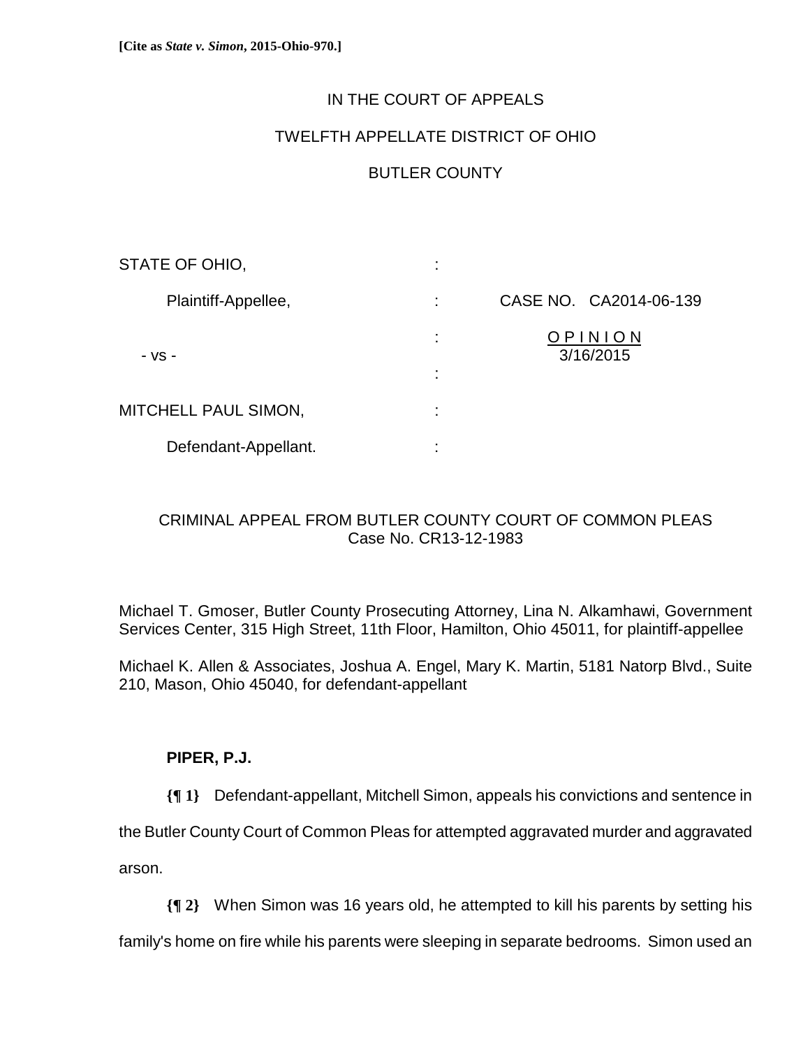**[Cite as *State v. Simon*, 2015-Ohio-970.]**

IN THE COURT OF APPEALS

TWELFTH APPELLATE DISTRICT OF OHIO

BUTLER COUNTY

| | | |
|---|---|---|
| STATE OF OHIO, | : | |
| Plaintiff-Appellee, | : | CASE NO. CA2014-06-139 |
| | : | OPINION |
| - vs - | | 3/16/2015 |
| | : | |
| MITCHELL PAUL SIMON, | : | |
| Defendant-Appellant. | : | |

CRIMINAL APPEAL FROM BUTLER COUNTY COURT OF COMMON PLEAS
Case No. CR13-12-1983

Michael T. Gmoser, Butler County Prosecuting Attorney, Lina N. Alkamhawi, Government Services Center, 315 High Street, 11th Floor, Hamilton, Ohio 45011, for plaintiff-appellee

Michael K. Allen & Associates, Joshua A. Engel, Mary K. Martin, 5181 Natorp Blvd., Suite 210, Mason, Ohio 45040, for defendant-appellant

**PIPER, P.J.**

**{¶ 1}** Defendant-appellant, Mitchell Simon, appeals his convictions and sentence in the Butler County Court of Common Pleas for attempted aggravated murder and aggravated arson.

**{¶ 2}** When Simon was 16 years old, he attempted to kill his parents by setting his family's home on fire while his parents were sleeping in separate bedrooms. Simon used an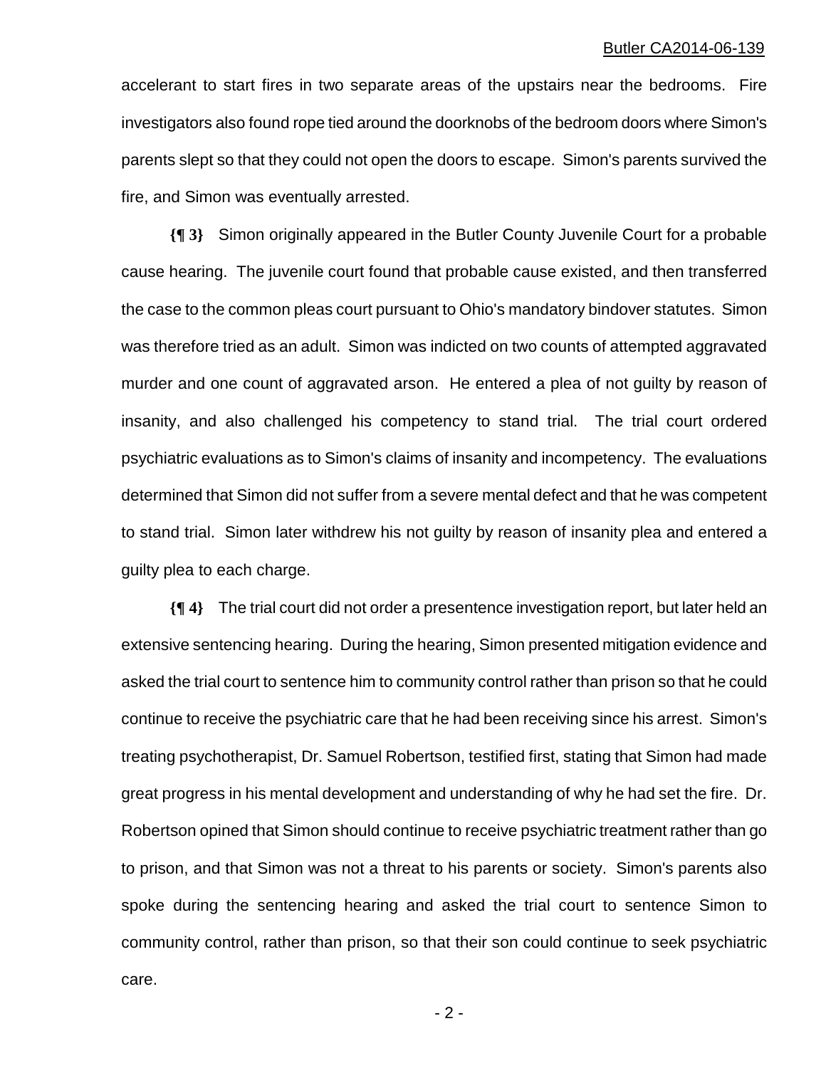accelerant to start fires in two separate areas of the upstairs near the bedrooms. Fire investigators also found rope tied around the doorknobs of the bedroom doors where Simon's parents slept so that they could not open the doors to escape. Simon's parents survived the fire, and Simon was eventually arrested.

**{¶ 3}** Simon originally appeared in the Butler County Juvenile Court for a probable cause hearing. The juvenile court found that probable cause existed, and then transferred the case to the common pleas court pursuant to Ohio's mandatory bindover statutes. Simon was therefore tried as an adult. Simon was indicted on two counts of attempted aggravated murder and one count of aggravated arson. He entered a plea of not guilty by reason of insanity, and also challenged his competency to stand trial. The trial court ordered psychiatric evaluations as to Simon's claims of insanity and incompetency. The evaluations determined that Simon did not suffer from a severe mental defect and that he was competent to stand trial. Simon later withdrew his not guilty by reason of insanity plea and entered a guilty plea to each charge.

**{¶ 4}** The trial court did not order a presentence investigation report, but later held an extensive sentencing hearing. During the hearing, Simon presented mitigation evidence and asked the trial court to sentence him to community control rather than prison so that he could continue to receive the psychiatric care that he had been receiving since his arrest. Simon's treating psychotherapist, Dr. Samuel Robertson, testified first, stating that Simon had made great progress in his mental development and understanding of why he had set the fire. Dr. Robertson opined that Simon should continue to receive psychiatric treatment rather than go to prison, and that Simon was not a threat to his parents or society. Simon's parents also spoke during the sentencing hearing and asked the trial court to sentence Simon to community control, rather than prison, so that their son could continue to seek psychiatric care.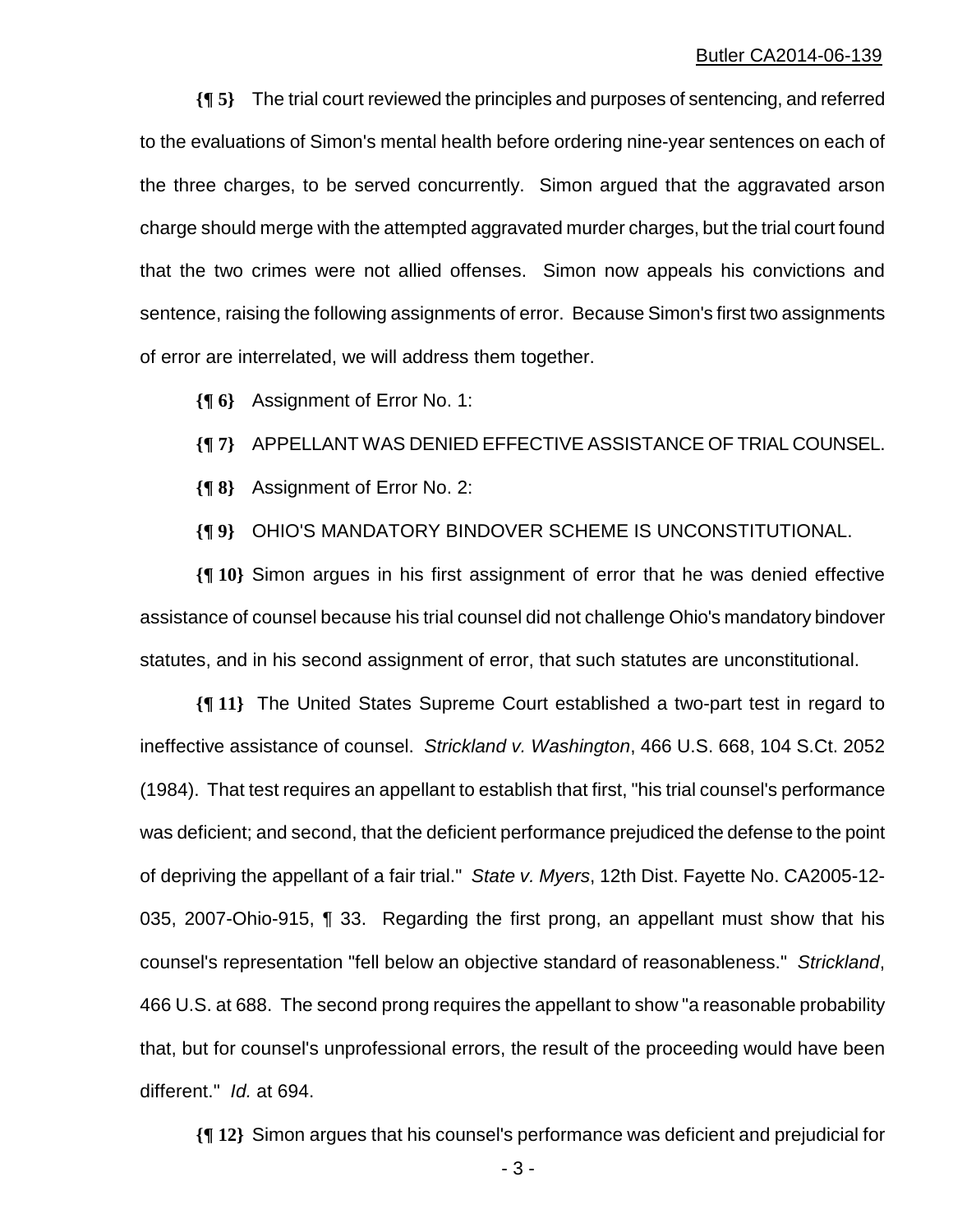**{¶ 5}** The trial court reviewed the principles and purposes of sentencing, and referred to the evaluations of Simon's mental health before ordering nine-year sentences on each of the three charges, to be served concurrently. Simon argued that the aggravated arson charge should merge with the attempted aggravated murder charges, but the trial court found that the two crimes were not allied offenses. Simon now appeals his convictions and sentence, raising the following assignments of error. Because Simon's first two assignments of error are interrelated, we will address them together.

**{¶ 6}** Assignment of Error No. 1:

**{¶ 7}** APPELLANT WAS DENIED EFFECTIVE ASSISTANCE OF TRIAL COUNSEL.

**{¶ 8}** Assignment of Error No. 2:

**{¶ 9}** OHIO'S MANDATORY BINDOVER SCHEME IS UNCONSTITUTIONAL.

**{¶ 10}** Simon argues in his first assignment of error that he was denied effective assistance of counsel because his trial counsel did not challenge Ohio's mandatory bindover statutes, and in his second assignment of error, that such statutes are unconstitutional.

**{¶ 11}** The United States Supreme Court established a two-part test in regard to ineffective assistance of counsel. *Strickland v. Washington*, 466 U.S. 668, 104 S.Ct. 2052 (1984). That test requires an appellant to establish that first, "his trial counsel's performance was deficient; and second, that the deficient performance prejudiced the defense to the point of depriving the appellant of a fair trial." *State v. Myers*, 12th Dist. Fayette No. CA2005-12-035, 2007-Ohio-915, ¶ 33. Regarding the first prong, an appellant must show that his counsel's representation "fell below an objective standard of reasonableness." *Strickland*, 466 U.S. at 688. The second prong requires the appellant to show "a reasonable probability that, but for counsel's unprofessional errors, the result of the proceeding would have been different." *Id.* at 694.

**{¶ 12}** Simon argues that his counsel's performance was deficient and prejudicial for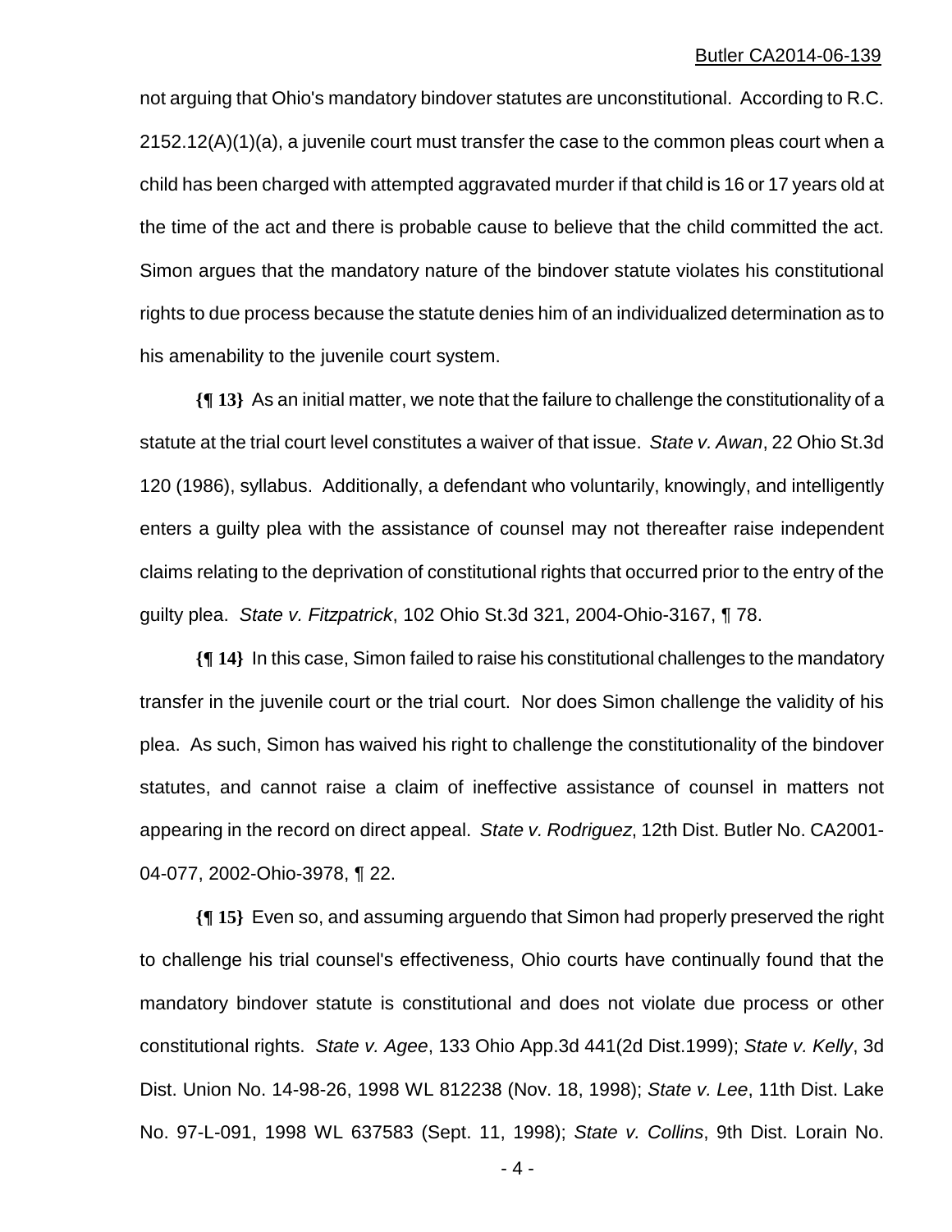not arguing that Ohio's mandatory bindover statutes are unconstitutional. According to R.C. 2152.12(A)(1)(a), a juvenile court must transfer the case to the common pleas court when a child has been charged with attempted aggravated murder if that child is 16 or 17 years old at the time of the act and there is probable cause to believe that the child committed the act. Simon argues that the mandatory nature of the bindover statute violates his constitutional rights to due process because the statute denies him of an individualized determination as to his amenability to the juvenile court system.

**{¶ 13}** As an initial matter, we note that the failure to challenge the constitutionality of a statute at the trial court level constitutes a waiver of that issue. *State v. Awan*, 22 Ohio St.3d 120 (1986), syllabus. Additionally, a defendant who voluntarily, knowingly, and intelligently enters a guilty plea with the assistance of counsel may not thereafter raise independent claims relating to the deprivation of constitutional rights that occurred prior to the entry of the guilty plea. *State v. Fitzpatrick*, 102 Ohio St.3d 321, 2004-Ohio-3167, ¶ 78.

**{¶ 14}** In this case, Simon failed to raise his constitutional challenges to the mandatory transfer in the juvenile court or the trial court. Nor does Simon challenge the validity of his plea. As such, Simon has waived his right to challenge the constitutionality of the bindover statutes, and cannot raise a claim of ineffective assistance of counsel in matters not appearing in the record on direct appeal. *State v. Rodriguez*, 12th Dist. Butler No. CA2001-04-077, 2002-Ohio-3978, ¶ 22.

**{¶ 15}** Even so, and assuming arguendo that Simon had properly preserved the right to challenge his trial counsel's effectiveness, Ohio courts have continually found that the mandatory bindover statute is constitutional and does not violate due process or other constitutional rights. *State v. Agee*, 133 Ohio App.3d 441(2d Dist.1999); *State v. Kelly*, 3d Dist. Union No. 14-98-26, 1998 WL 812238 (Nov. 18, 1998); *State v. Lee*, 11th Dist. Lake No. 97-L-091, 1998 WL 637583 (Sept. 11, 1998); *State v. Collins*, 9th Dist. Lorain No.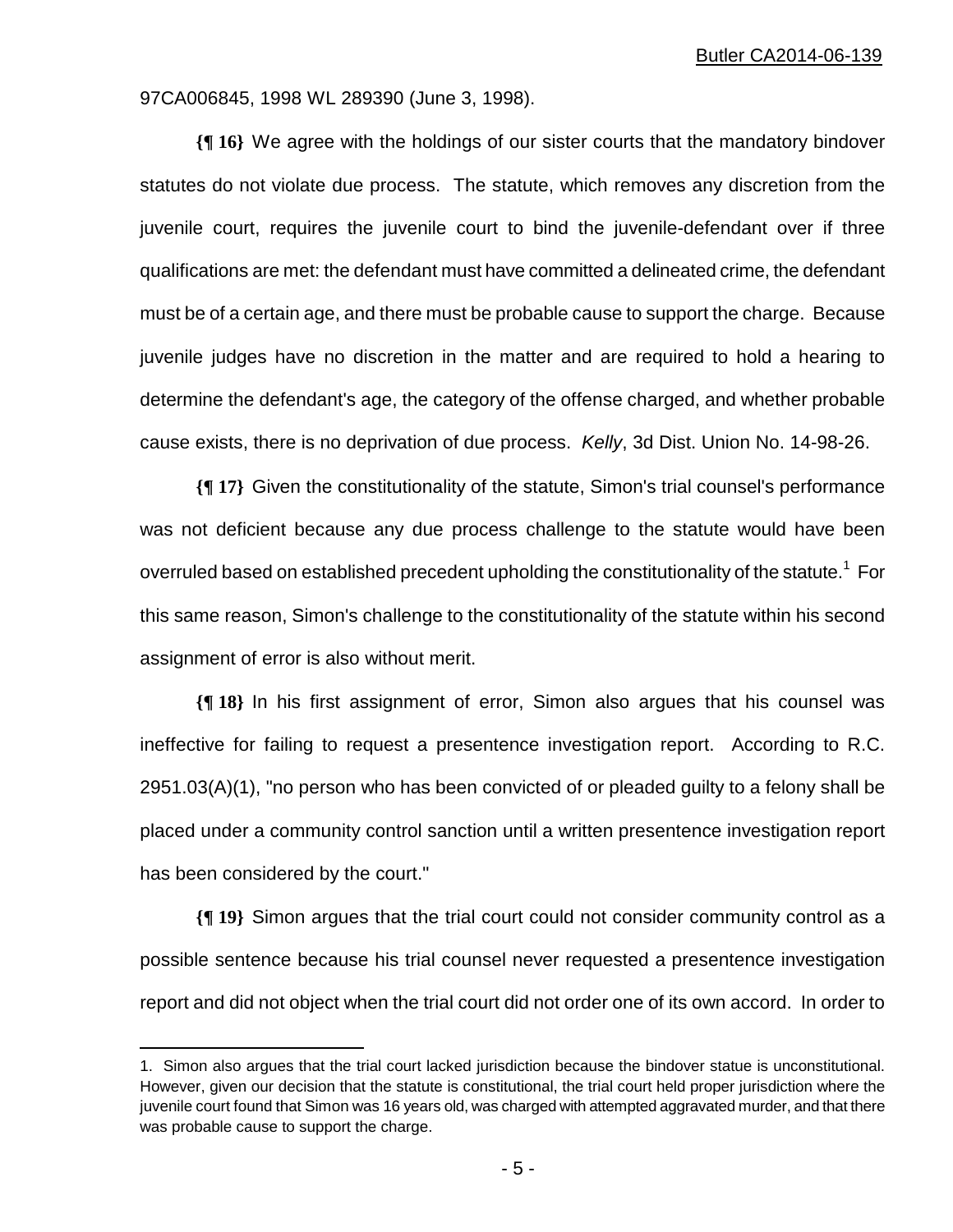97CA006845, 1998 WL 289390 (June 3, 1998).

**{¶ 16}** We agree with the holdings of our sister courts that the mandatory bindover statutes do not violate due process. The statute, which removes any discretion from the juvenile court, requires the juvenile court to bind the juvenile-defendant over if three qualifications are met: the defendant must have committed a delineated crime, the defendant must be of a certain age, and there must be probable cause to support the charge. Because juvenile judges have no discretion in the matter and are required to hold a hearing to determine the defendant's age, the category of the offense charged, and whether probable cause exists, there is no deprivation of due process. *Kelly*, 3d Dist. Union No. 14-98-26.

**{¶ 17}** Given the constitutionality of the statute, Simon's trial counsel's performance was not deficient because any due process challenge to the statute would have been overruled based on established precedent upholding the constitutionality of the statute.[1] For this same reason, Simon's challenge to the constitutionality of the statute within his second assignment of error is also without merit.

**{¶ 18}** In his first assignment of error, Simon also argues that his counsel was ineffective for failing to request a presentence investigation report. According to R.C. 2951.03(A)(1), "no person who has been convicted of or pleaded guilty to a felony shall be placed under a community control sanction until a written presentence investigation report has been considered by the court."

**{¶ 19}** Simon argues that the trial court could not consider community control as a possible sentence because his trial counsel never requested a presentence investigation report and did not object when the trial court did not order one of its own accord. In order to

---

1. Simon also argues that the trial court lacked jurisdiction because the bindover statue is unconstitutional. However, given our decision that the statute is constitutional, the trial court held proper jurisdiction where the juvenile court found that Simon was 16 years old, was charged with attempted aggravated murder, and that there was probable cause to support the charge.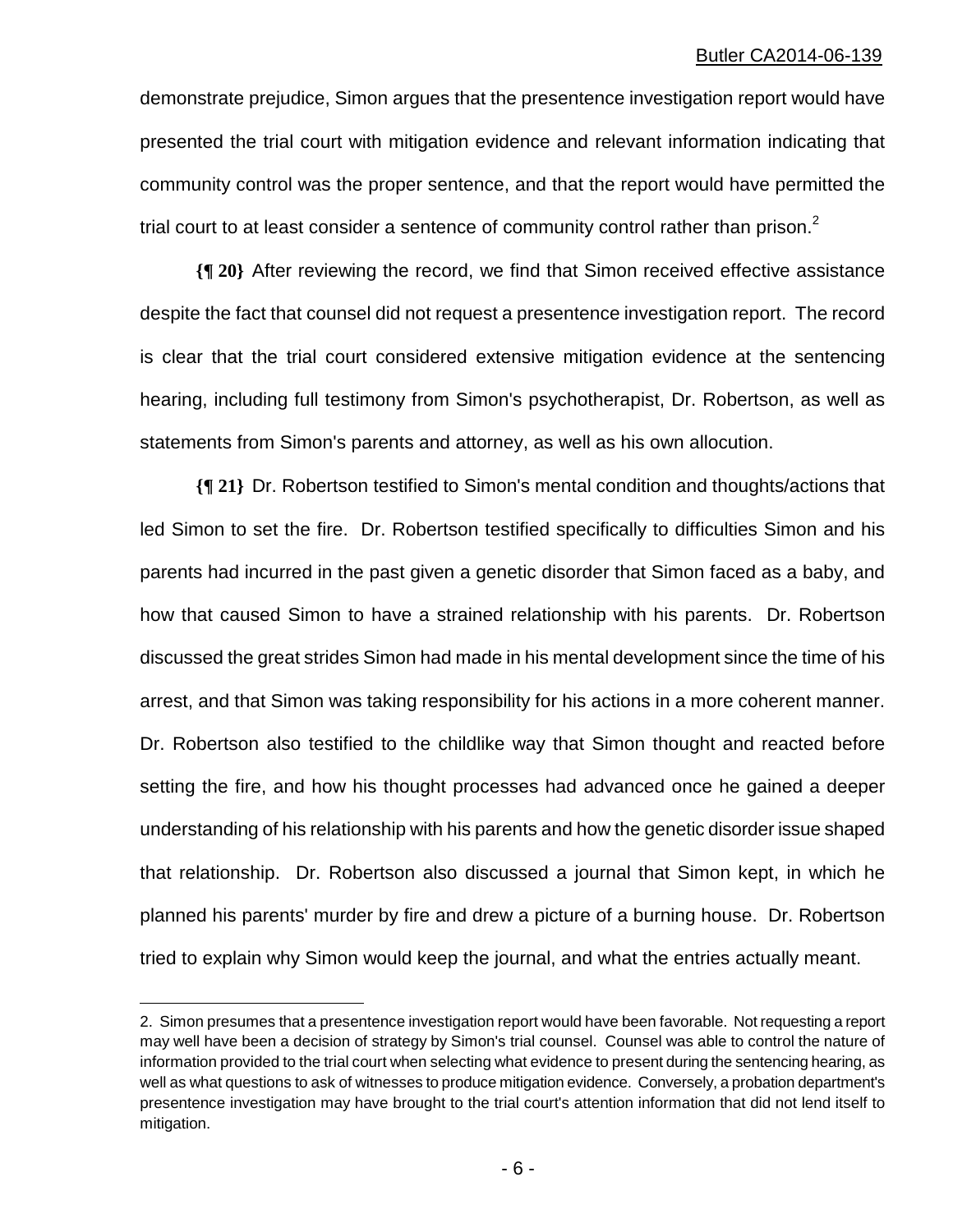demonstrate prejudice, Simon argues that the presentence investigation report would have presented the trial court with mitigation evidence and relevant information indicating that community control was the proper sentence, and that the report would have permitted the trial court to at least consider a sentence of community control rather than prison.[2]

**{¶ 20}** After reviewing the record, we find that Simon received effective assistance despite the fact that counsel did not request a presentence investigation report. The record is clear that the trial court considered extensive mitigation evidence at the sentencing hearing, including full testimony from Simon's psychotherapist, Dr. Robertson, as well as statements from Simon's parents and attorney, as well as his own allocution.

**{¶ 21}** Dr. Robertson testified to Simon's mental condition and thoughts/actions that led Simon to set the fire. Dr. Robertson testified specifically to difficulties Simon and his parents had incurred in the past given a genetic disorder that Simon faced as a baby, and how that caused Simon to have a strained relationship with his parents. Dr. Robertson discussed the great strides Simon had made in his mental development since the time of his arrest, and that Simon was taking responsibility for his actions in a more coherent manner. Dr. Robertson also testified to the childlike way that Simon thought and reacted before setting the fire, and how his thought processes had advanced once he gained a deeper understanding of his relationship with his parents and how the genetic disorder issue shaped that relationship. Dr. Robertson also discussed a journal that Simon kept, in which he planned his parents' murder by fire and drew a picture of a burning house. Dr. Robertson tried to explain why Simon would keep the journal, and what the entries actually meant.

---

2. Simon presumes that a presentence investigation report would have been favorable. Not requesting a report may well have been a decision of strategy by Simon's trial counsel. Counsel was able to control the nature of information provided to the trial court when selecting what evidence to present during the sentencing hearing, as well as what questions to ask of witnesses to produce mitigation evidence. Conversely, a probation department's presentence investigation may have brought to the trial court's attention information that did not lend itself to mitigation.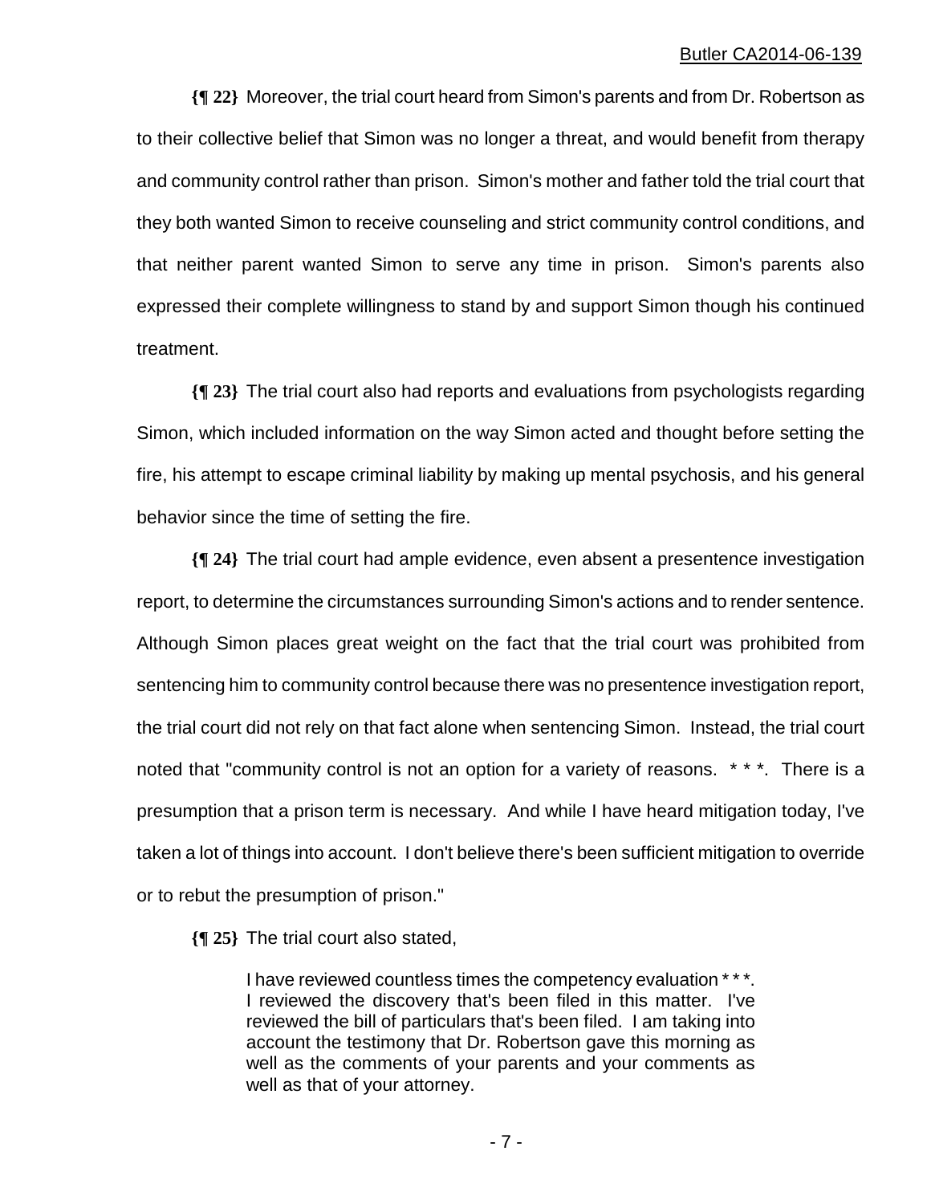**{¶ 22}** Moreover, the trial court heard from Simon's parents and from Dr. Robertson as to their collective belief that Simon was no longer a threat, and would benefit from therapy and community control rather than prison. Simon's mother and father told the trial court that they both wanted Simon to receive counseling and strict community control conditions, and that neither parent wanted Simon to serve any time in prison. Simon's parents also expressed their complete willingness to stand by and support Simon though his continued treatment.

**{¶ 23}** The trial court also had reports and evaluations from psychologists regarding Simon, which included information on the way Simon acted and thought before setting the fire, his attempt to escape criminal liability by making up mental psychosis, and his general behavior since the time of setting the fire.

**{¶ 24}** The trial court had ample evidence, even absent a presentence investigation report, to determine the circumstances surrounding Simon's actions and to render sentence. Although Simon places great weight on the fact that the trial court was prohibited from sentencing him to community control because there was no presentence investigation report, the trial court did not rely on that fact alone when sentencing Simon. Instead, the trial court noted that "community control is not an option for a variety of reasons. * * *. There is a presumption that a prison term is necessary. And while I have heard mitigation today, I've taken a lot of things into account. I don't believe there's been sufficient mitigation to override or to rebut the presumption of prison."

**{¶ 25}** The trial court also stated,

> I have reviewed countless times the competency evaluation * * *. I reviewed the discovery that's been filed in this matter. I've reviewed the bill of particulars that's been filed. I am taking into account the testimony that Dr. Robertson gave this morning as well as the comments of your parents and your comments as well as that of your attorney.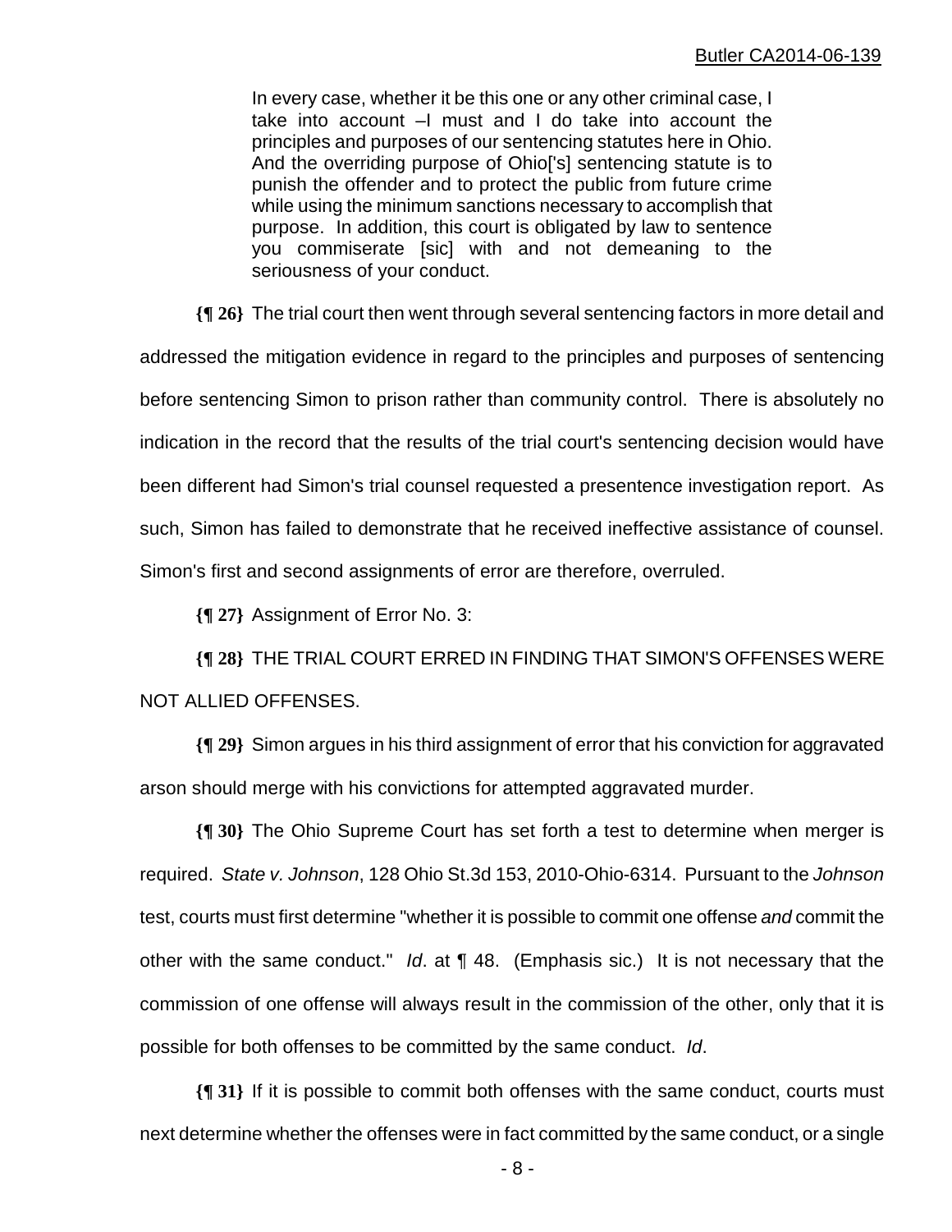> In every case, whether it be this one or any other criminal case, I take into account –I must and I do take into account the principles and purposes of our sentencing statutes here in Ohio. And the overriding purpose of Ohio['s] sentencing statute is to punish the offender and to protect the public from future crime while using the minimum sanctions necessary to accomplish that purpose. In addition, this court is obligated by law to sentence you commiserate [sic] with and not demeaning to the seriousness of your conduct.

**{¶ 26}** The trial court then went through several sentencing factors in more detail and addressed the mitigation evidence in regard to the principles and purposes of sentencing before sentencing Simon to prison rather than community control. There is absolutely no indication in the record that the results of the trial court's sentencing decision would have been different had Simon's trial counsel requested a presentence investigation report. As such, Simon has failed to demonstrate that he received ineffective assistance of counsel. Simon's first and second assignments of error are therefore, overruled.

**{¶ 27}** Assignment of Error No. 3:

**{¶ 28}** THE TRIAL COURT ERRED IN FINDING THAT SIMON'S OFFENSES WERE NOT ALLIED OFFENSES.

**{¶ 29}** Simon argues in his third assignment of error that his conviction for aggravated arson should merge with his convictions for attempted aggravated murder.

**{¶ 30}** The Ohio Supreme Court has set forth a test to determine when merger is required. *State v. Johnson*, 128 Ohio St.3d 153, 2010-Ohio-6314. Pursuant to the *Johnson* test, courts must first determine "whether it is possible to commit one offense *and* commit the other with the same conduct." *Id*. at ¶ 48. (Emphasis sic.) It is not necessary that the commission of one offense will always result in the commission of the other, only that it is possible for both offenses to be committed by the same conduct. *Id*.

**{¶ 31}** If it is possible to commit both offenses with the same conduct, courts must next determine whether the offenses were in fact committed by the same conduct, or a single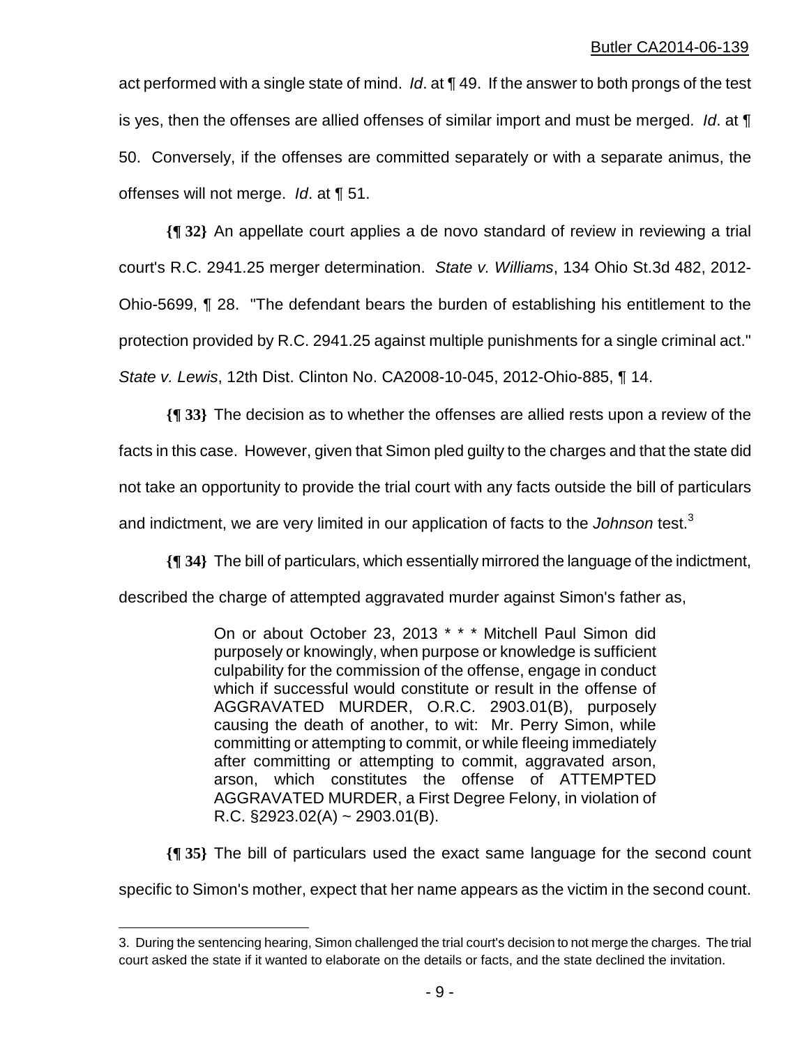act performed with a single state of mind. *Id*. at ¶ 49. If the answer to both prongs of the test is yes, then the offenses are allied offenses of similar import and must be merged. *Id*. at ¶ 50. Conversely, if the offenses are committed separately or with a separate animus, the offenses will not merge. *Id*. at ¶ 51.

**{¶ 32}** An appellate court applies a de novo standard of review in reviewing a trial court's R.C. 2941.25 merger determination. *State v. Williams*, 134 Ohio St.3d 482, 2012-Ohio-5699, ¶ 28. "The defendant bears the burden of establishing his entitlement to the protection provided by R.C. 2941.25 against multiple punishments for a single criminal act." *State v. Lewis*, 12th Dist. Clinton No. CA2008-10-045, 2012-Ohio-885, ¶ 14.

**{¶ 33}** The decision as to whether the offenses are allied rests upon a review of the facts in this case. However, given that Simon pled guilty to the charges and that the state did not take an opportunity to provide the trial court with any facts outside the bill of particulars and indictment, we are very limited in our application of facts to the *Johnson* test.[3]

**{¶ 34}** The bill of particulars, which essentially mirrored the language of the indictment, described the charge of attempted aggravated murder against Simon's father as,

> On or about October 23, 2013 * * * Mitchell Paul Simon did purposely or knowingly, when purpose or knowledge is sufficient culpability for the commission of the offense, engage in conduct which if successful would constitute or result in the offense of AGGRAVATED MURDER, O.R.C. 2903.01(B), purposely causing the death of another, to wit: Mr. Perry Simon, while committing or attempting to commit, or while fleeing immediately after committing or attempting to commit, aggravated arson, arson, which constitutes the offense of ATTEMPTED AGGRAVATED MURDER, a First Degree Felony, in violation of R.C. §2923.02(A) ~ 2903.01(B).

**{¶ 35}** The bill of particulars used the exact same language for the second count specific to Simon's mother, expect that her name appears as the victim in the second count.

---

3. During the sentencing hearing, Simon challenged the trial court's decision to not merge the charges. The trial court asked the state if it wanted to elaborate on the details or facts, and the state declined the invitation.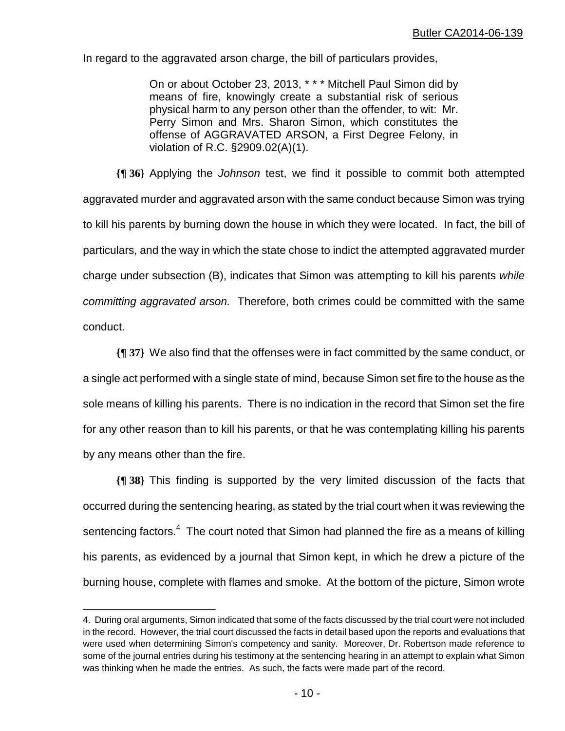In regard to the aggravated arson charge, the bill of particulars provides,

> On or about October 23, 2013, * * * Mitchell Paul Simon did by means of fire, knowingly create a substantial risk of serious physical harm to any person other than the offender, to wit: Mr. Perry Simon and Mrs. Sharon Simon, which constitutes the offense of AGGRAVATED ARSON, a First Degree Felony, in violation of R.C. §2909.02(A)(1).

**{¶ 36}** Applying the *Johnson* test, we find it possible to commit both attempted aggravated murder and aggravated arson with the same conduct because Simon was trying to kill his parents by burning down the house in which they were located. In fact, the bill of particulars, and the way in which the state chose to indict the attempted aggravated murder charge under subsection (B), indicates that Simon was attempting to kill his parents *while committing aggravated arson.* Therefore, both crimes could be committed with the same conduct.

**{¶ 37}** We also find that the offenses were in fact committed by the same conduct, or a single act performed with a single state of mind, because Simon set fire to the house as the sole means of killing his parents. There is no indication in the record that Simon set the fire for any other reason than to kill his parents, or that he was contemplating killing his parents by any means other than the fire.

**{¶ 38}** This finding is supported by the very limited discussion of the facts that occurred during the sentencing hearing, as stated by the trial court when it was reviewing the sentencing factors.[4] The court noted that Simon had planned the fire as a means of killing his parents, as evidenced by a journal that Simon kept, in which he drew a picture of the burning house, complete with flames and smoke. At the bottom of the picture, Simon wrote

---

4. During oral arguments, Simon indicated that some of the facts discussed by the trial court were not included in the record. However, the trial court discussed the facts in detail based upon the reports and evaluations that were used when determining Simon's competency and sanity. Moreover, Dr. Robertson made reference to some of the journal entries during his testimony at the sentencing hearing in an attempt to explain what Simon was thinking when he made the entries. As such, the facts were made part of the record.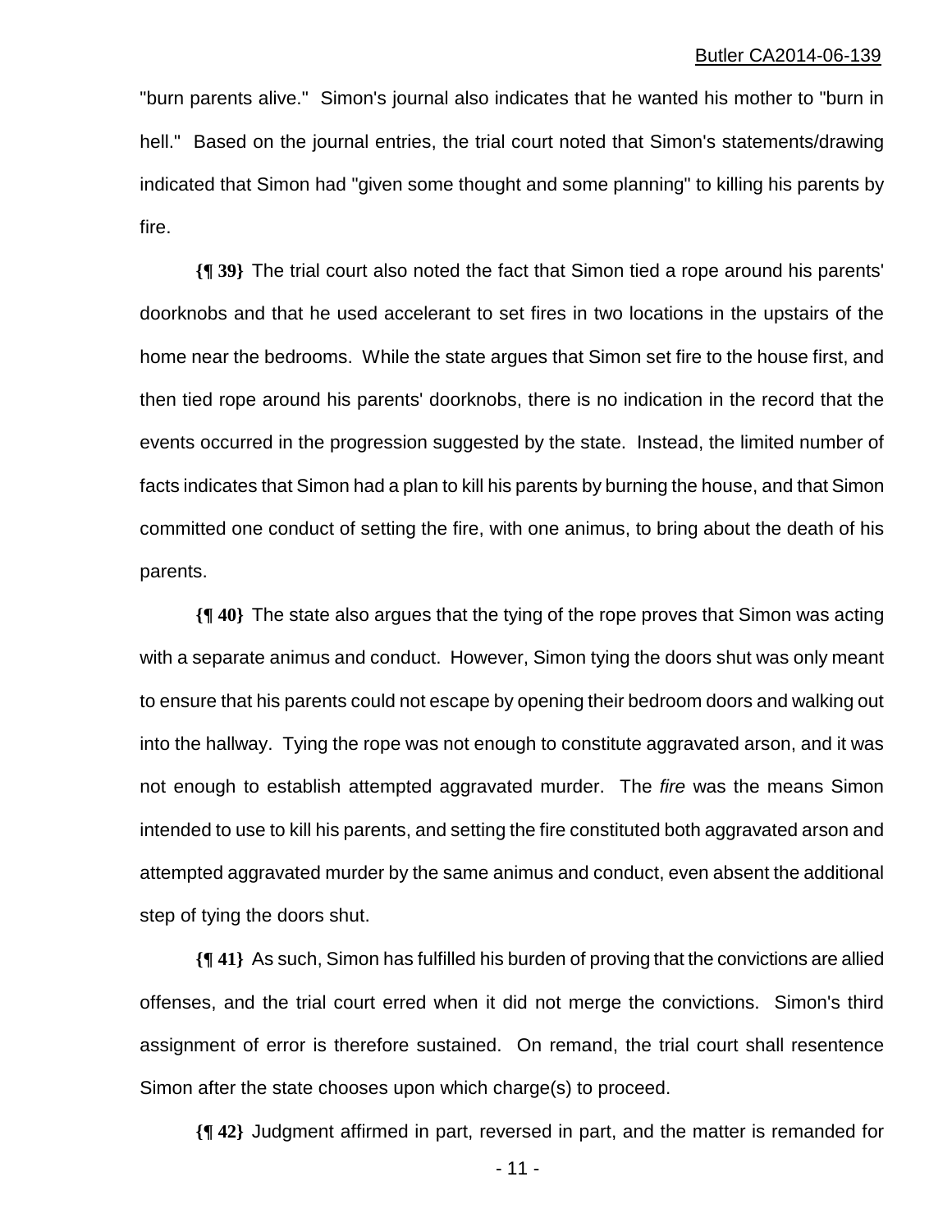"burn parents alive." Simon's journal also indicates that he wanted his mother to "burn in hell." Based on the journal entries, the trial court noted that Simon's statements/drawing indicated that Simon had "given some thought and some planning" to killing his parents by fire.

**{¶ 39}** The trial court also noted the fact that Simon tied a rope around his parents' doorknobs and that he used accelerant to set fires in two locations in the upstairs of the home near the bedrooms. While the state argues that Simon set fire to the house first, and then tied rope around his parents' doorknobs, there is no indication in the record that the events occurred in the progression suggested by the state. Instead, the limited number of facts indicates that Simon had a plan to kill his parents by burning the house, and that Simon committed one conduct of setting the fire, with one animus, to bring about the death of his parents.

**{¶ 40}** The state also argues that the tying of the rope proves that Simon was acting with a separate animus and conduct. However, Simon tying the doors shut was only meant to ensure that his parents could not escape by opening their bedroom doors and walking out into the hallway. Tying the rope was not enough to constitute aggravated arson, and it was not enough to establish attempted aggravated murder. The *fire* was the means Simon intended to use to kill his parents, and setting the fire constituted both aggravated arson and attempted aggravated murder by the same animus and conduct, even absent the additional step of tying the doors shut.

**{¶ 41}** As such, Simon has fulfilled his burden of proving that the convictions are allied offenses, and the trial court erred when it did not merge the convictions. Simon's third assignment of error is therefore sustained. On remand, the trial court shall resentence Simon after the state chooses upon which charge(s) to proceed.

**{¶ 42}** Judgment affirmed in part, reversed in part, and the matter is remanded for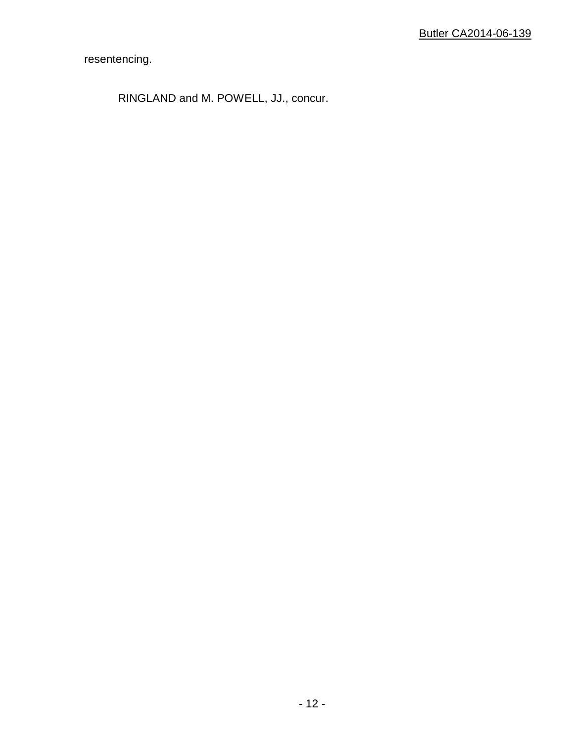resentencing.

RINGLAND and M. POWELL, JJ., concur.